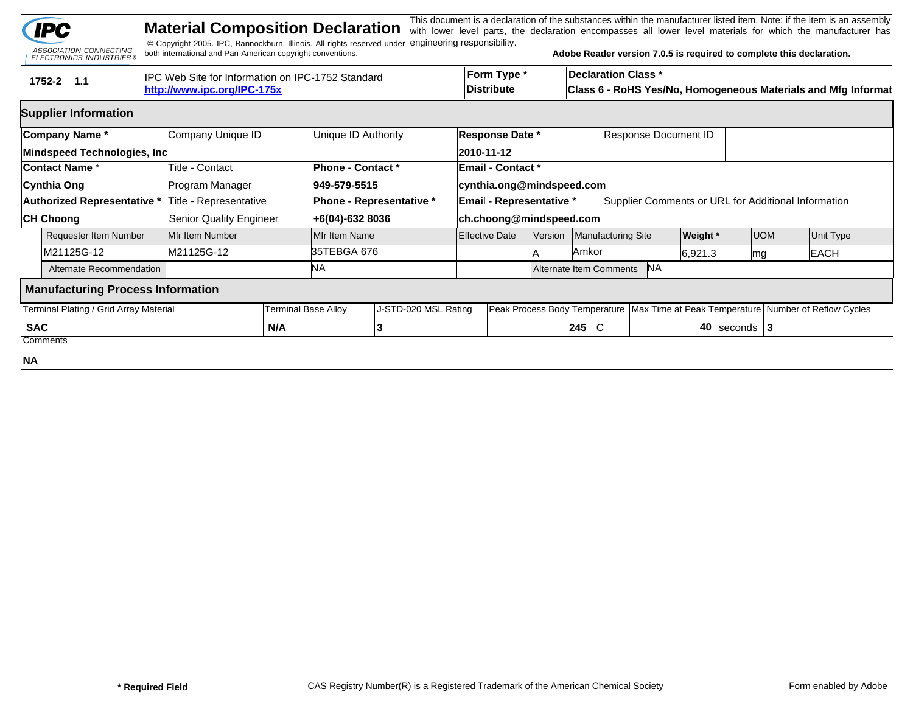IPC — ASSOCIATION CONNECTING ELECTRONICS INDUSTRIES®

# Material Composition Declaration

© Copyright 2005. IPC, Bannockburn, Illinois. All rights reserved under both international and Pan-American copyright conventions.

This document is a declaration of the substances within the manufacturer listed item. Note: if the item is an assembly with lower level parts, the declaration encompasses all lower level materials for which the manufacturer has engineering responsibility.

**Adobe Reader version 7.0.5 is required to complete this declaration.**

| 1752-2 1.1 | IPC Web Site for Information on IPC-1752 Standard http://www.ipc.org/IPC-175x | Form Type * Distribute | Declaration Class * Class 6 - RoHS Yes/No, Homogeneous Materials and Mfg Informat |
|---|---|---|---|

## Supplier Information

| Company Name * | Company Unique ID | Unique ID Authority | Response Date * | Response Document ID |
|---|---|---|---|---|
| Mindspeed Technologies, Inc | | | 2010-11-12 | |
| **Contact Name *** | **Title - Contact** | **Phone - Contact *** | **Email - Contact *** | |
| Cynthia Ong | Program Manager | 949-579-5515 | cynthia.ong@mindspeed.com | |
| **Authorized Representative *** | **Title - Representative** | **Phone - Representative *** | **Email - Representative *** | **Supplier Comments or URL for Additional Information** |
| CH Choong | Senior Quality Engineer | +6(04)-632 8036 | ch.choong@mindspeed.com | |

| Requester Item Number | Mfr Item Number | Mfr Item Name | Effective Date | Version | Manufacturing Site | Weight * | UOM | Unit Type |
|---|---|---|---|---|---|---|---|---|
| M21125G-12 | M21125G-12 | 35TEBGA 676 | | A | Amkor | 6,921.3 | mg | EACH |
| Alternate Recommendation | | NA | | Alternate Item Comments | NA | | | |

## Manufacturing Process Information

| Terminal Plating / Grid Array Material | Terminal Base Alloy | J-STD-020 MSL Rating | Peak Process Body Temperature | Max Time at Peak Temperature | Number of Reflow Cycles |
|---|---|---|---|---|---|
| SAC | N/A | 3 | 245 C | 40 seconds | 3 |

Comments

**NA**

**\* Required Field**

CAS Registry Number(R) is a Registered Trademark of the American Chemical Society

Form enabled by Adobe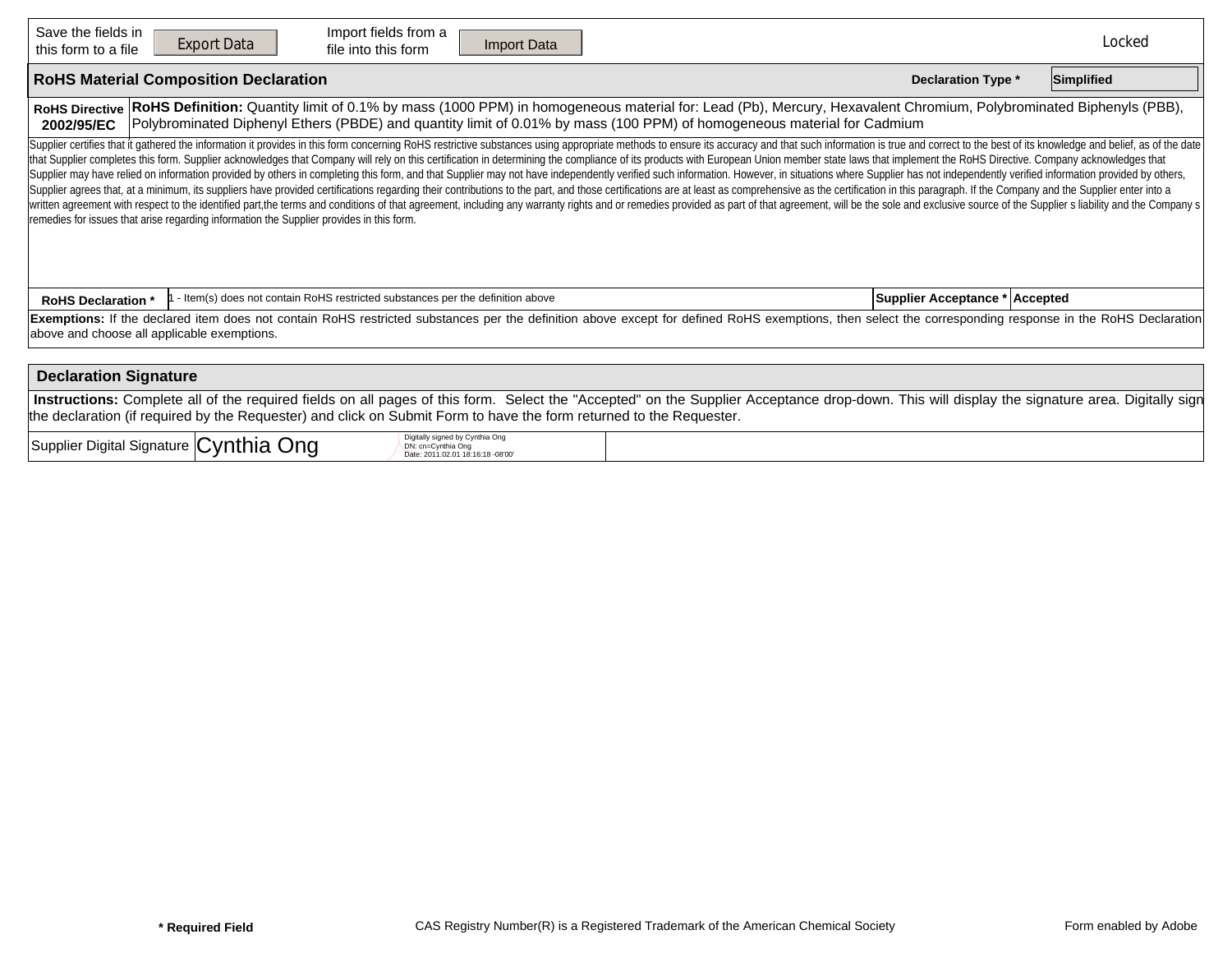Save the fields in this form to a file | Export Data | Import fields from a file into this form | Import Data | Locked

## RoHS Material Composition Declaration

**Declaration Type *** Simplified

| **RoHS Directive 2002/95/EC** | **RoHS Definition:** Quantity limit of 0.1% by mass (1000 PPM) in homogeneous material for: Lead (Pb), Mercury, Hexavalent Chromium, Polybrominated Biphenyls (PBB), Polybrominated Diphenyl Ethers (PBDE) and quantity limit of 0.01% by mass (100 PPM) of homogeneous material for Cadmium |
|---|---|

Supplier certifies that it gathered the information it provides in this form concerning RoHS restrictive substances using appropriate methods to ensure its accuracy and that such information is true and correct to the best of its knowledge and belief, as of the date that Supplier completes this form. Supplier acknowledges that Company will rely on this certification in determining the compliance of its products with European Union member state laws that implement the RoHS Directive. Company acknowledges that Supplier may have relied on information provided by others in completing this form, and that Supplier may not have independently verified such information. However, in situations where Supplier has not independently verified information provided by others, Supplier agrees that, at a minimum, its suppliers have provided certifications regarding their contributions to the part, and those certifications are at least as comprehensive as the certification in this paragraph. If the Company and the Supplier enter into a written agreement with respect to the identified part,the terms and conditions of that agreement, including any warranty rights and or remedies provided as part of that agreement, will be the sole and exclusive source of the Supplier s liability and the Company s remedies for issues that arise regarding information the Supplier provides in this form.

| **RoHS Declaration *** | 1 - Item(s) does not contain RoHS restricted substances per the definition above | **Supplier Acceptance *** | **Accepted** |
|---|---|---|---|

**Exemptions:** If the declared item does not contain RoHS restricted substances per the definition above except for defined RoHS exemptions, then select the corresponding response in the RoHS Declaration above and choose all applicable exemptions.

## Declaration Signature

**Instructions:** Complete all of the required fields on all pages of this form. Select the "Accepted" on the Supplier Acceptance drop-down. This will display the signature area. Digitally sign the declaration (if required by the Requester) and click on Submit Form to have the form returned to the Requester.

| Supplier Digital Signature | Cynthia Ong — Digitally signed by Cynthia Ong DN: cn=Cynthia Ong Date: 2011.02.01 18:16:18 -08'00' | |
|---|---|---|

**\* Required Field** | CAS Registry Number(R) is a Registered Trademark of the American Chemical Society | Form enabled by Adobe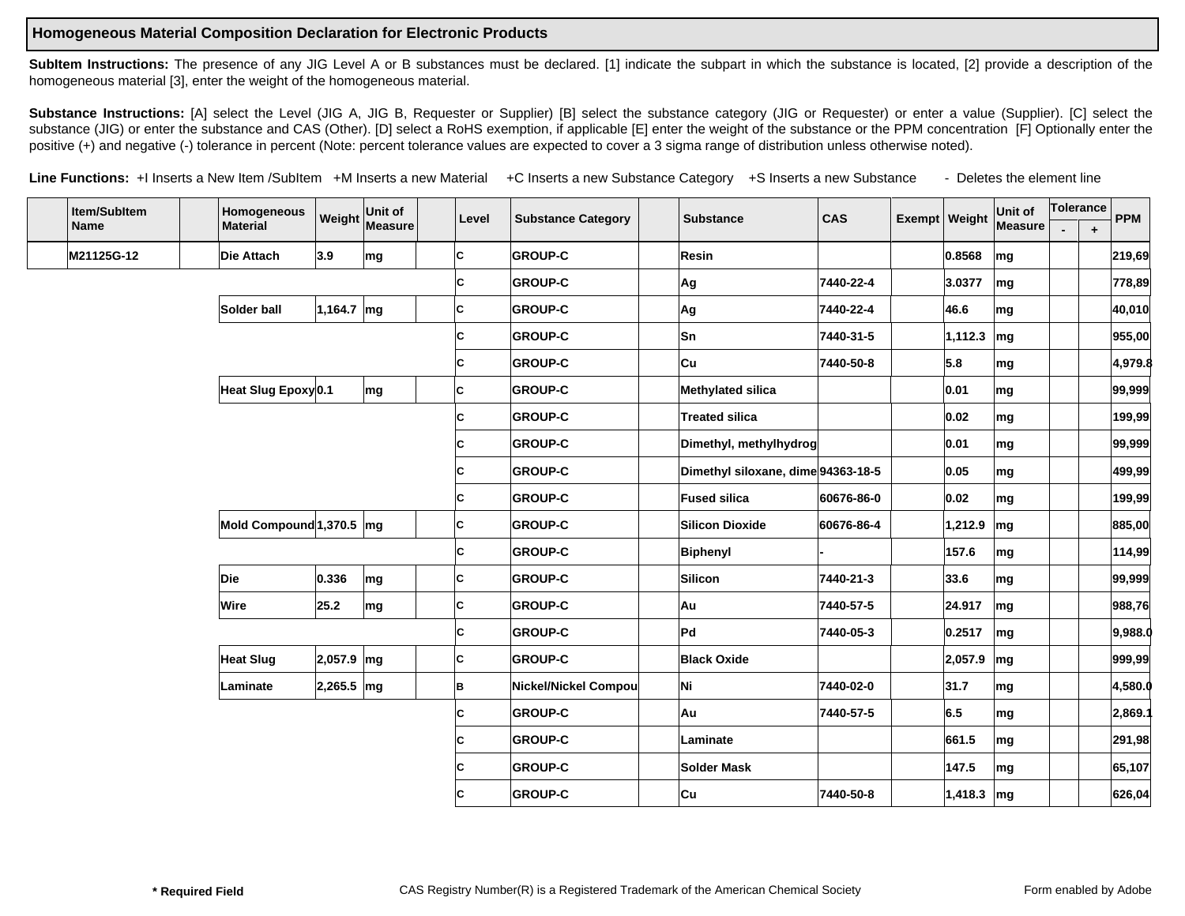## Homogeneous Material Composition Declaration for Electronic Products

**SubItem Instructions:** The presence of any JIG Level A or B substances must be declared. [1] indicate the subpart in which the substance is located, [2] provide a description of the homogeneous material [3], enter the weight of the homogeneous material.

**Substance Instructions:** [A] select the Level (JIG A, JIG B, Requester or Supplier) [B] select the substance category (JIG or Requester) or enter a value (Supplier). [C] select the substance (JIG) or enter the substance and CAS (Other). [D] select a RoHS exemption, if applicable [E] enter the weight of the substance or the PPM concentration [F] Optionally enter the positive (+) and negative (-) tolerance in percent (Note: percent tolerance values are expected to cover a 3 sigma range of distribution unless otherwise noted).

**Line Functions:** +I Inserts a New Item /SubItem +M Inserts a new Material +C Inserts a new Substance Category +S Inserts a new Substance - Deletes the element line

| | Item/SubItem Name | | Homogeneous Material | Weight | Unit of Measure | | Level | Substance Category | | Substance | CAS | Exempt | Weight | Unit of Measure | Tolerance | | PPM |
|---|---|---|---|---|---|---|---|---|---|---|---|---|---|---|---|---|---|
| | | | | | | | | | | | | | | | - | + | |
| | M21125G-12 | | Die Attach | 3.9 | mg | | C | GROUP-C | | Resin | | | 0.8568 | mg | | | 219,69 |
| | | | | | | | C | GROUP-C | | Ag | 7440-22-4 | | 3.0377 | mg | | | 778,89 |
| | | | Solder ball | 1,164.7 | mg | | C | GROUP-C | | Ag | 7440-22-4 | | 46.6 | mg | | | 40,010 |
| | | | | | | | C | GROUP-C | | Sn | 7440-31-5 | | 1,112.3 | mg | | | 955,00 |
| | | | | | | | C | GROUP-C | | Cu | 7440-50-8 | | 5.8 | mg | | | 4,979.8 |
| | | | Heat Slug Epoxy | 0.1 | mg | | C | GROUP-C | | Methylated silica | | | 0.01 | mg | | | 99,999 |
| | | | | | | | C | GROUP-C | | Treated silica | | | 0.02 | mg | | | 199,99 |
| | | | | | | | C | GROUP-C | | Dimethyl, methylhydrog | | | 0.01 | mg | | | 99,999 |
| | | | | | | | C | GROUP-C | | Dimethyl siloxane, dime | 94363-18-5 | | 0.05 | mg | | | 499,99 |
| | | | | | | | C | GROUP-C | | Fused silica | 60676-86-0 | | 0.02 | mg | | | 199,99 |
| | | | Mold Compound | 1,370.5 | mg | | C | GROUP-C | | Silicon Dioxide | 60676-86-4 | | 1,212.9 | mg | | | 885,00 |
| | | | | | | | C | GROUP-C | | Biphenyl | - | | 157.6 | mg | | | 114,99 |
| | | | Die | 0.336 | mg | | C | GROUP-C | | Silicon | 7440-21-3 | | 33.6 | mg | | | 99,999 |
| | | | Wire | 25.2 | mg | | C | GROUP-C | | Au | 7440-57-5 | | 24.917 | mg | | | 988,76 |
| | | | | | | | C | GROUP-C | | Pd | 7440-05-3 | | 0.2517 | mg | | | 9,988.0 |
| | | | Heat Slug | 2,057.9 | mg | | C | GROUP-C | | Black Oxide | | | 2,057.9 | mg | | | 999,99 |
| | | | Laminate | 2,265.5 | mg | | B | Nickel/Nickel Compou | | Ni | 7440-02-0 | | 31.7 | mg | | | 4,580.0 |
| | | | | | | | C | GROUP-C | | Au | 7440-57-5 | | 6.5 | mg | | | 2,869.1 |
| | | | | | | | C | GROUP-C | | Laminate | | | 661.5 | mg | | | 291,98 |
| | | | | | | | C | GROUP-C | | Solder Mask | | | 147.5 | mg | | | 65,107 |
| | | | | | | | C | GROUP-C | | Cu | 7440-50-8 | | 1,418.3 | mg | | | 626,04 |

* Required Field

CAS Registry Number(R) is a Registered Trademark of the American Chemical Society

Form enabled by Adobe